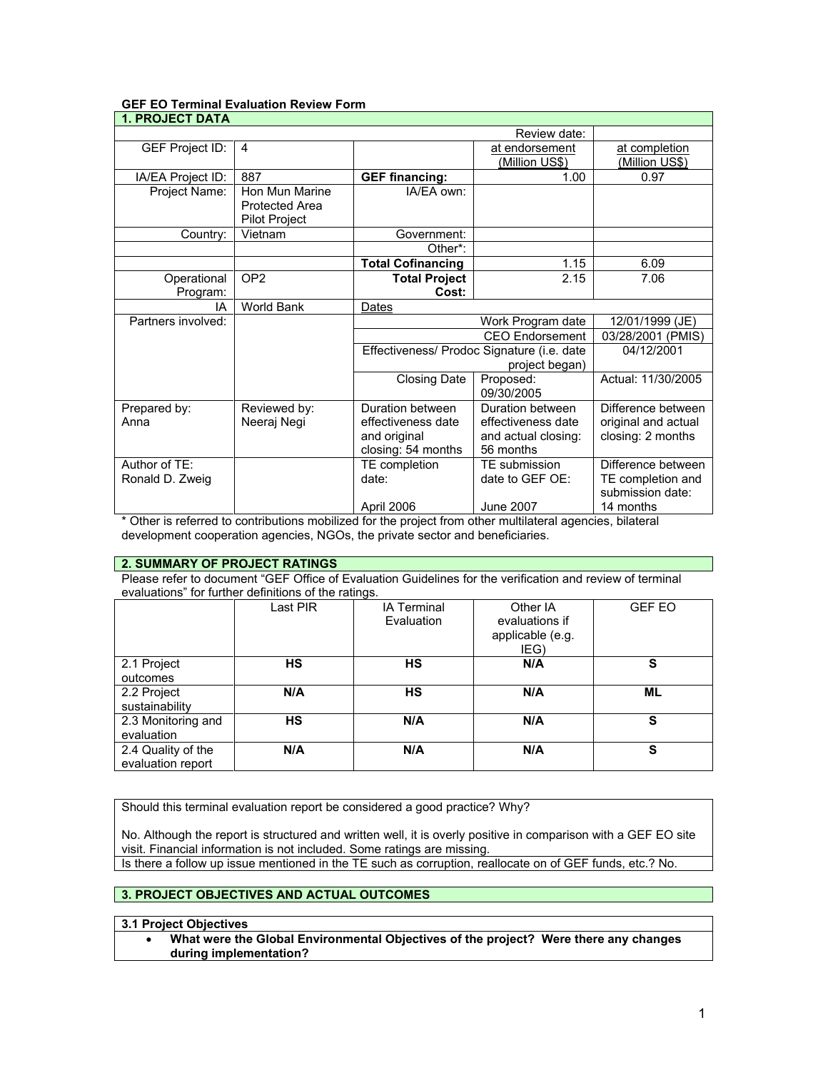**GEF EO Terminal Evaluation Review Form**

| 1. PROJECT DATA | | | | |
|---|---|---|---|---|
| | | | Review date: | |
| GEF Project ID: | 4 | | at endorsement (Million US$) | at completion (Million US$) |
| IA/EA Project ID: | 887 | **GEF financing:** | 1.00 | 0.97 |
| Project Name: | Hon Mun Marine Protected Area Pilot Project | IA/EA own: | | |
| Country: | Vietnam | Government: | | |
| | | Other*: | | |
| | | **Total Cofinancing** | 1.15 | 6.09 |
| Operational Program: | OP2 | **Total Project Cost:** | 2.15 | 7.06 |
| IA | World Bank | Dates | | |
| Partners involved: | | Work Program date | | 12/01/1999 (JE) |
| | | CEO Endorsement | | 03/28/2001 (PMIS) |
| | | Effectiveness/ Prodoc Signature (i.e. date project began) | | 04/12/2001 |
| | | Closing Date | Proposed: 09/30/2005 | Actual: 11/30/2005 |
| Prepared by: Anna | Reviewed by: Neeraj Negi | Duration between effectiveness date and original closing: 54 months | Duration between effectiveness date and actual closing: 56 months | Difference between original and actual closing: 2 months |
| Author of TE: Ronald D. Zweig | | TE completion date: April 2006 | TE submission date to GEF OE: June 2007 | Difference between TE completion and submission date: 14 months |

* Other is referred to contributions mobilized for the project from other multilateral agencies, bilateral development cooperation agencies, NGOs, the private sector and beneficiaries.

**2. SUMMARY OF PROJECT RATINGS**

Please refer to document "GEF Office of Evaluation Guidelines for the verification and review of terminal evaluations" for further definitions of the ratings.

| | Last PIR | IA Terminal Evaluation | Other IA evaluations if applicable (e.g. IEG) | GEF EO |
|---|---|---|---|---|
| 2.1 Project outcomes | **HS** | **HS** | **N/A** | **S** |
| 2.2 Project sustainability | **N/A** | **HS** | **N/A** | **ML** |
| 2.3 Monitoring and evaluation | **HS** | **N/A** | **N/A** | **S** |
| 2.4 Quality of the evaluation report | **N/A** | **N/A** | **N/A** | **S** |

Should this terminal evaluation report be considered a good practice? Why?

No. Although the report is structured and written well, it is overly positive in comparison with a GEF EO site visit. Financial information is not included. Some ratings are missing.

Is there a follow up issue mentioned in the TE such as corruption, reallocate on of GEF funds, etc.? No.

**3. PROJECT OBJECTIVES AND ACTUAL OUTCOMES**

**3.1 Project Objectives**

- **What were the Global Environmental Objectives of the project? Were there any changes during implementation?**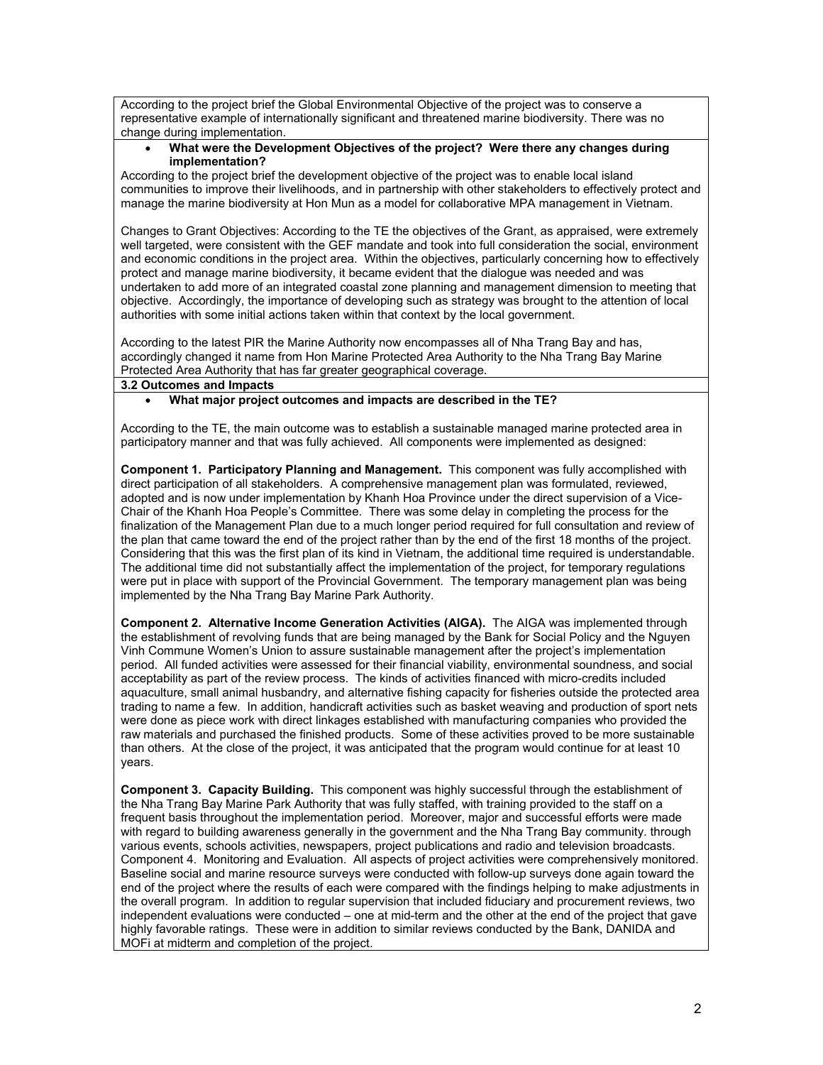According to the project brief the Global Environmental Objective of the project was to conserve a representative example of internationally significant and threatened marine biodiversity. There was no change during implementation.

- **What were the Development Objectives of the project? Were there any changes during implementation?**

According to the project brief the development objective of the project was to enable local island communities to improve their livelihoods, and in partnership with other stakeholders to effectively protect and manage the marine biodiversity at Hon Mun as a model for collaborative MPA management in Vietnam.

Changes to Grant Objectives: According to the TE the objectives of the Grant, as appraised, were extremely well targeted, were consistent with the GEF mandate and took into full consideration the social, environment and economic conditions in the project area. Within the objectives, particularly concerning how to effectively protect and manage marine biodiversity, it became evident that the dialogue was needed and was undertaken to add more of an integrated coastal zone planning and management dimension to meeting that objective. Accordingly, the importance of developing such as strategy was brought to the attention of local authorities with some initial actions taken within that context by the local government.

According to the latest PIR the Marine Authority now encompasses all of Nha Trang Bay and has, accordingly changed it name from Hon Marine Protected Area Authority to the Nha Trang Bay Marine Protected Area Authority that has far greater geographical coverage.

**3.2 Outcomes and Impacts**

- **What major project outcomes and impacts are described in the TE?**

According to the TE, the main outcome was to establish a sustainable managed marine protected area in participatory manner and that was fully achieved. All components were implemented as designed:

**Component 1. Participatory Planning and Management.** This component was fully accomplished with direct participation of all stakeholders. A comprehensive management plan was formulated, reviewed, adopted and is now under implementation by Khanh Hoa Province under the direct supervision of a Vice-Chair of the Khanh Hoa People's Committee. There was some delay in completing the process for the finalization of the Management Plan due to a much longer period required for full consultation and review of the plan that came toward the end of the project rather than by the end of the first 18 months of the project. Considering that this was the first plan of its kind in Vietnam, the additional time required is understandable. The additional time did not substantially affect the implementation of the project, for temporary regulations were put in place with support of the Provincial Government. The temporary management plan was being implemented by the Nha Trang Bay Marine Park Authority.

**Component 2. Alternative Income Generation Activities (AIGA).** The AIGA was implemented through the establishment of revolving funds that are being managed by the Bank for Social Policy and the Nguyen Vinh Commune Women's Union to assure sustainable management after the project's implementation period. All funded activities were assessed for their financial viability, environmental soundness, and social acceptability as part of the review process. The kinds of activities financed with micro-credits included aquaculture, small animal husbandry, and alternative fishing capacity for fisheries outside the protected area trading to name a few. In addition, handicraft activities such as basket weaving and production of sport nets were done as piece work with direct linkages established with manufacturing companies who provided the raw materials and purchased the finished products. Some of these activities proved to be more sustainable than others. At the close of the project, it was anticipated that the program would continue for at least 10 years.

**Component 3. Capacity Building.** This component was highly successful through the establishment of the Nha Trang Bay Marine Park Authority that was fully staffed, with training provided to the staff on a frequent basis throughout the implementation period. Moreover, major and successful efforts were made with regard to building awareness generally in the government and the Nha Trang Bay community. through various events, schools activities, newspapers, project publications and radio and television broadcasts. Component 4. Monitoring and Evaluation. All aspects of project activities were comprehensively monitored. Baseline social and marine resource surveys were conducted with follow-up surveys done again toward the end of the project where the results of each were compared with the findings helping to make adjustments in the overall program. In addition to regular supervision that included fiduciary and procurement reviews, two independent evaluations were conducted – one at mid-term and the other at the end of the project that gave highly favorable ratings. These were in addition to similar reviews conducted by the Bank, DANIDA and MOFi at midterm and completion of the project.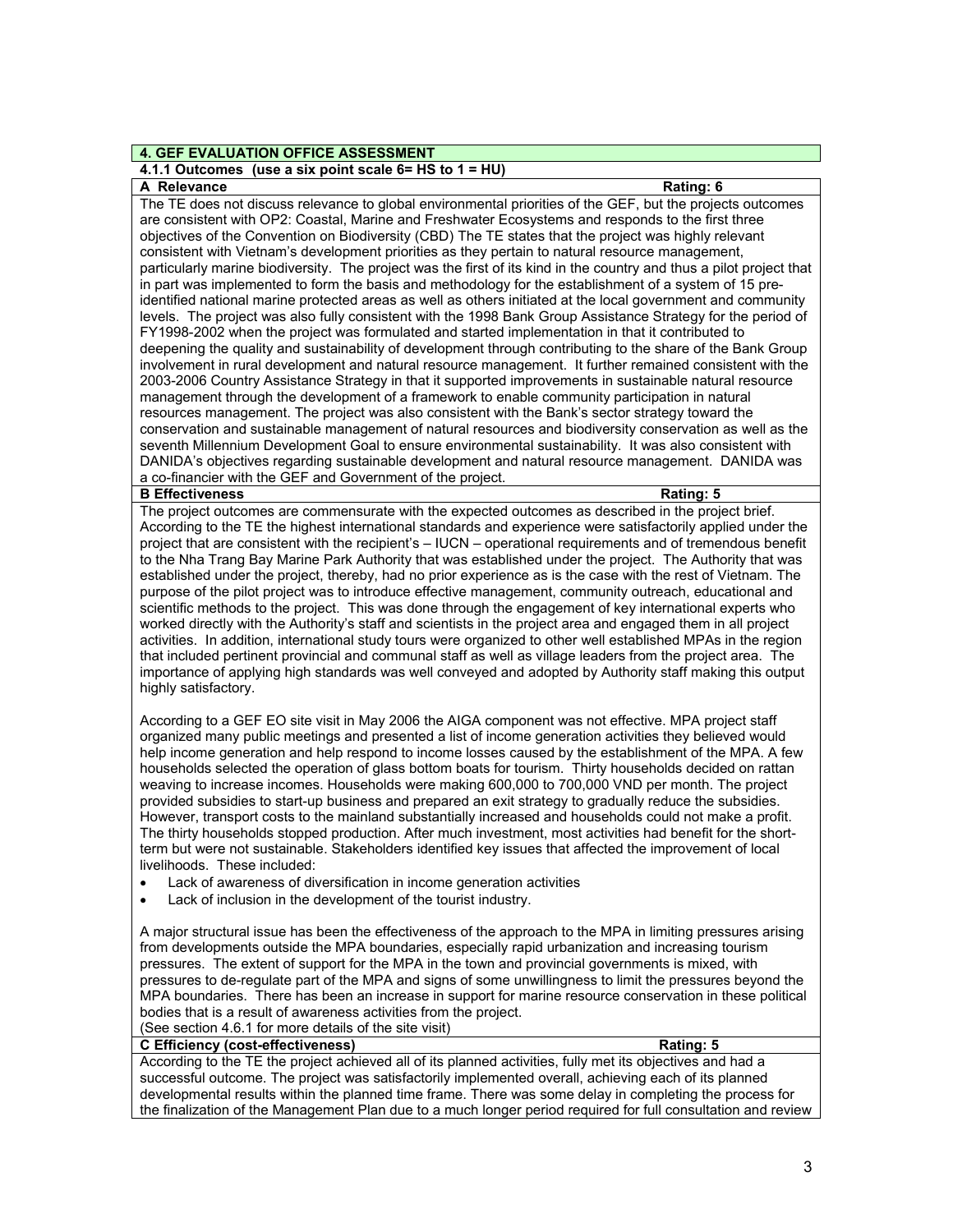## 4. GEF EVALUATION OFFICE ASSESSMENT

### 4.1.1 Outcomes (use a six point scale 6= HS to 1 = HU)

**A Relevance** **Rating: 6**

The TE does not discuss relevance to global environmental priorities of the GEF, but the projects outcomes are consistent with OP2: Coastal, Marine and Freshwater Ecosystems and responds to the first three objectives of the Convention on Biodiversity (CBD) The TE states that the project was highly relevant consistent with Vietnam's development priorities as they pertain to natural resource management, particularly marine biodiversity. The project was the first of its kind in the country and thus a pilot project that in part was implemented to form the basis and methodology for the establishment of a system of 15 pre-identified national marine protected areas as well as others initiated at the local government and community levels. The project was also fully consistent with the 1998 Bank Group Assistance Strategy for the period of FY1998-2002 when the project was formulated and started implementation in that it contributed to deepening the quality and sustainability of development through contributing to the share of the Bank Group involvement in rural development and natural resource management. It further remained consistent with the 2003-2006 Country Assistance Strategy in that it supported improvements in sustainable natural resource management through the development of a framework to enable community participation in natural resources management. The project was also consistent with the Bank's sector strategy toward the conservation and sustainable management of natural resources and biodiversity conservation as well as the seventh Millennium Development Goal to ensure environmental sustainability. It was also consistent with DANIDA's objectives regarding sustainable development and natural resource management. DANIDA was a co-financier with the GEF and Government of the project.

**B Effectiveness** **Rating: 5**

The project outcomes are commensurate with the expected outcomes as described in the project brief. According to the TE the highest international standards and experience were satisfactorily applied under the project that are consistent with the recipient's – IUCN – operational requirements and of tremendous benefit to the Nha Trang Bay Marine Park Authority that was established under the project. The Authority that was established under the project, thereby, had no prior experience as is the case with the rest of Vietnam. The purpose of the pilot project was to introduce effective management, community outreach, educational and scientific methods to the project. This was done through the engagement of key international experts who worked directly with the Authority's staff and scientists in the project area and engaged them in all project activities. In addition, international study tours were organized to other well established MPAs in the region that included pertinent provincial and communal staff as well as village leaders from the project area. The importance of applying high standards was well conveyed and adopted by Authority staff making this output highly satisfactory.

According to a GEF EO site visit in May 2006 the AIGA component was not effective. MPA project staff organized many public meetings and presented a list of income generation activities they believed would help income generation and help respond to income losses caused by the establishment of the MPA. A few households selected the operation of glass bottom boats for tourism. Thirty households decided on rattan weaving to increase incomes. Households were making 600,000 to 700,000 VND per month. The project provided subsidies to start-up business and prepared an exit strategy to gradually reduce the subsidies. However, transport costs to the mainland substantially increased and households could not make a profit. The thirty households stopped production. After much investment, most activities had benefit for the short-term but were not sustainable. Stakeholders identified key issues that affected the improvement of local livelihoods. These included:

- Lack of awareness of diversification in income generation activities
- Lack of inclusion in the development of the tourist industry.

A major structural issue has been the effectiveness of the approach to the MPA in limiting pressures arising from developments outside the MPA boundaries, especially rapid urbanization and increasing tourism pressures. The extent of support for the MPA in the town and provincial governments is mixed, with pressures to de-regulate part of the MPA and signs of some unwillingness to limit the pressures beyond the MPA boundaries. There has been an increase in support for marine resource conservation in these political bodies that is a result of awareness activities from the project.
(See section 4.6.1 for more details of the site visit)

**C Efficiency (cost-effectiveness)** **Rating: 5**

According to the TE the project achieved all of its planned activities, fully met its objectives and had a successful outcome. The project was satisfactorily implemented overall, achieving each of its planned developmental results within the planned time frame. There was some delay in completing the process for the finalization of the Management Plan due to a much longer period required for full consultation and review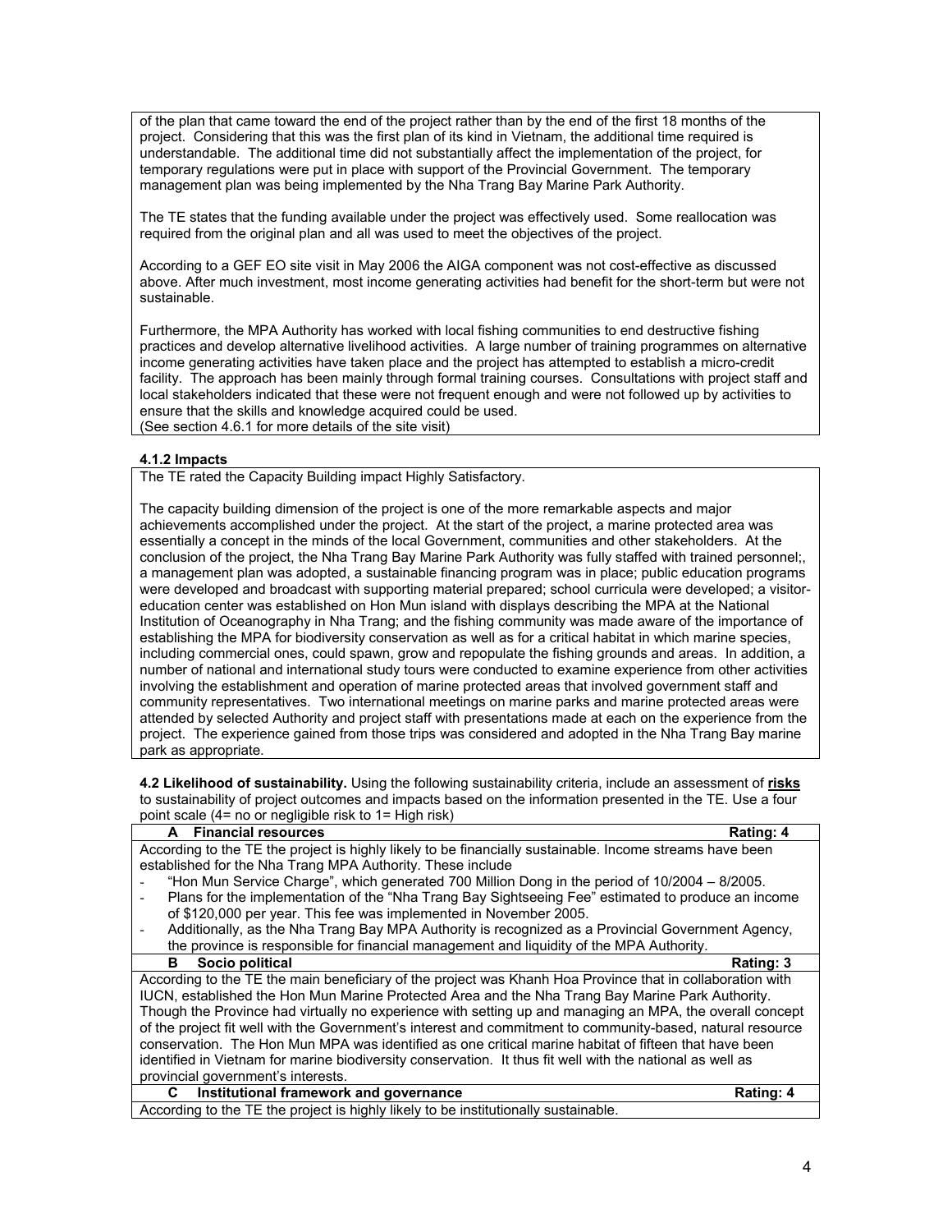of the plan that came toward the end of the project rather than by the end of the first 18 months of the project. Considering that this was the first plan of its kind in Vietnam, the additional time required is understandable. The additional time did not substantially affect the implementation of the project, for temporary regulations were put in place with support of the Provincial Government. The temporary management plan was being implemented by the Nha Trang Bay Marine Park Authority.

The TE states that the funding available under the project was effectively used. Some reallocation was required from the original plan and all was used to meet the objectives of the project.

According to a GEF EO site visit in May 2006 the AIGA component was not cost-effective as discussed above. After much investment, most income generating activities had benefit for the short-term but were not sustainable.

Furthermore, the MPA Authority has worked with local fishing communities to end destructive fishing practices and develop alternative livelihood activities. A large number of training programmes on alternative income generating activities have taken place and the project has attempted to establish a micro-credit facility. The approach has been mainly through formal training courses. Consultations with project staff and local stakeholders indicated that these were not frequent enough and were not followed up by activities to ensure that the skills and knowledge acquired could be used.
(See section 4.6.1 for more details of the site visit)

**4.1.2 Impacts**

The TE rated the Capacity Building impact Highly Satisfactory.

The capacity building dimension of the project is one of the more remarkable aspects and major achievements accomplished under the project. At the start of the project, a marine protected area was essentially a concept in the minds of the local Government, communities and other stakeholders. At the conclusion of the project, the Nha Trang Bay Marine Park Authority was fully staffed with trained personnel;, a management plan was adopted, a sustainable financing program was in place; public education programs were developed and broadcast with supporting material prepared; school curricula were developed; a visitor-education center was established on Hon Mun island with displays describing the MPA at the National Institution of Oceanography in Nha Trang; and the fishing community was made aware of the importance of establishing the MPA for biodiversity conservation as well as for a critical habitat in which marine species, including commercial ones, could spawn, grow and repopulate the fishing grounds and areas. In addition, a number of national and international study tours were conducted to examine experience from other activities involving the establishment and operation of marine protected areas that involved government staff and community representatives. Two international meetings on marine parks and marine protected areas were attended by selected Authority and project staff with presentations made at each on the experience from the project. The experience gained from those trips was considered and adopted in the Nha Trang Bay marine park as appropriate.

**4.2 Likelihood of sustainability.** Using the following sustainability criteria, include an assessment of **risks** to sustainability of project outcomes and impacts based on the information presented in the TE. Use a four point scale (4= no or negligible risk to 1= High risk)

| **A Financial resources** | **Rating: 4** |
|---|---|

According to the TE the project is highly likely to be financially sustainable. Income streams have been established for the Nha Trang MPA Authority. These include

- "Hon Mun Service Charge", which generated 700 Million Dong in the period of 10/2004 – 8/2005.
- Plans for the implementation of the "Nha Trang Bay Sightseeing Fee" estimated to produce an income of $120,000 per year. This fee was implemented in November 2005.
- Additionally, as the Nha Trang Bay MPA Authority is recognized as a Provincial Government Agency, the province is responsible for financial management and liquidity of the MPA Authority.

| **B Socio political** | **Rating: 3** |
|---|---|

According to the TE the main beneficiary of the project was Khanh Hoa Province that in collaboration with IUCN, established the Hon Mun Marine Protected Area and the Nha Trang Bay Marine Park Authority. Though the Province had virtually no experience with setting up and managing an MPA, the overall concept of the project fit well with the Government's interest and commitment to community-based, natural resource conservation. The Hon Mun MPA was identified as one critical marine habitat of fifteen that have been identified in Vietnam for marine biodiversity conservation. It thus fit well with the national as well as provincial government's interests.

| **C Institutional framework and governance** | **Rating: 4** |
|---|---|

According to the TE the project is highly likely to be institutionally sustainable.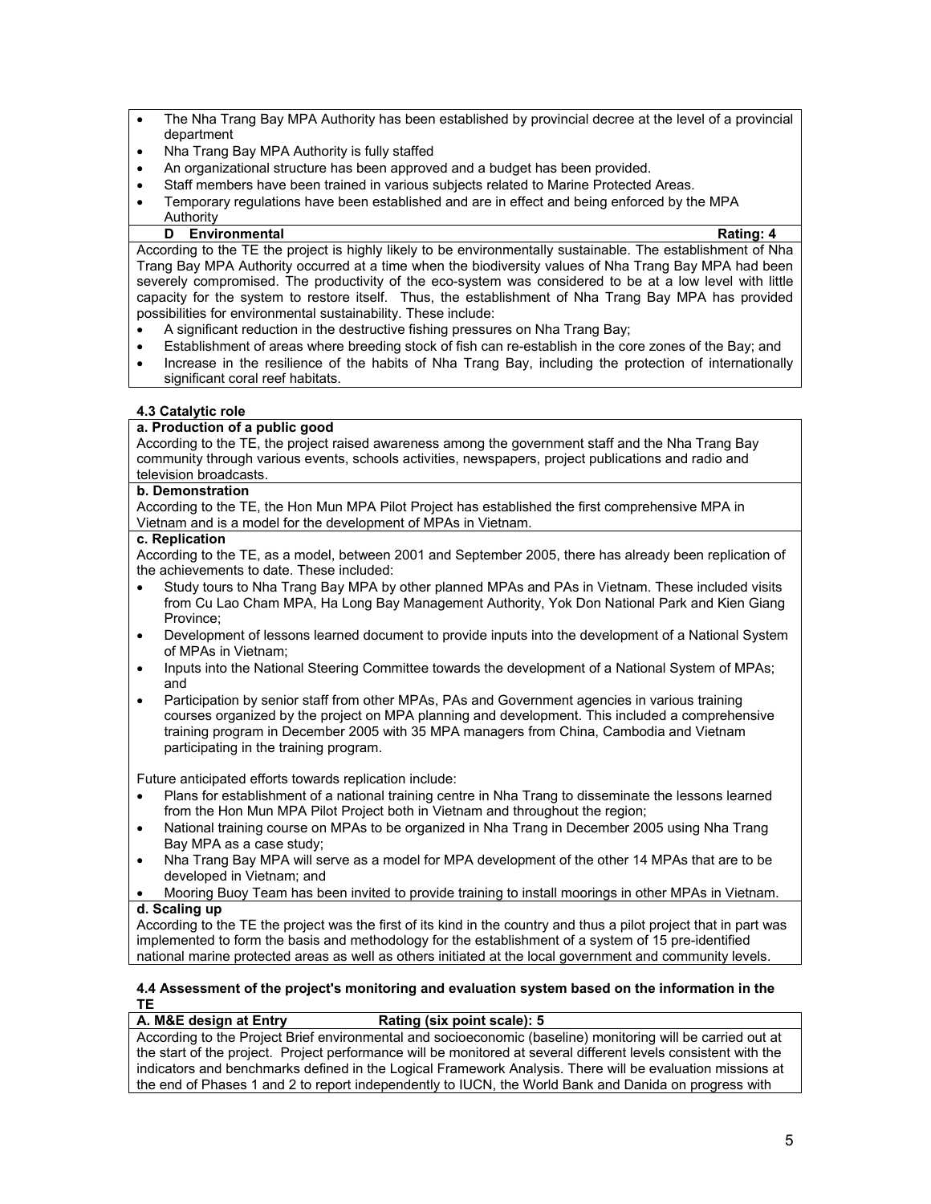- The Nha Trang Bay MPA Authority has been established by provincial decree at the level of a provincial department
- Nha Trang Bay MPA Authority is fully staffed
- An organizational structure has been approved and a budget has been provided.
- Staff members have been trained in various subjects related to Marine Protected Areas.
- Temporary regulations have been established and are in effect and being enforced by the MPA Authority

**D Environmental** **Rating: 4**

According to the TE the project is highly likely to be environmentally sustainable. The establishment of Nha Trang Bay MPA Authority occurred at a time when the biodiversity values of Nha Trang Bay MPA had been severely compromised. The productivity of the eco-system was considered to be at a low level with little capacity for the system to restore itself. Thus, the establishment of Nha Trang Bay MPA has provided possibilities for environmental sustainability. These include:

- A significant reduction in the destructive fishing pressures on Nha Trang Bay;
- Establishment of areas where breeding stock of fish can re-establish in the core zones of the Bay; and
- Increase in the resilience of the habits of Nha Trang Bay, including the protection of internationally significant coral reef habitats.

### 4.3 Catalytic role

**a. Production of a public good**

According to the TE, the project raised awareness among the government staff and the Nha Trang Bay community through various events, schools activities, newspapers, project publications and radio and television broadcasts.

**b. Demonstration**

According to the TE, the Hon Mun MPA Pilot Project has established the first comprehensive MPA in Vietnam and is a model for the development of MPAs in Vietnam.

**c. Replication**

According to the TE, as a model, between 2001 and September 2005, there has already been replication of the achievements to date. These included:

- Study tours to Nha Trang Bay MPA by other planned MPAs and PAs in Vietnam. These included visits from Cu Lao Cham MPA, Ha Long Bay Management Authority, Yok Don National Park and Kien Giang Province;
- Development of lessons learned document to provide inputs into the development of a National System of MPAs in Vietnam;
- Inputs into the National Steering Committee towards the development of a National System of MPAs; and
- Participation by senior staff from other MPAs, PAs and Government agencies in various training courses organized by the project on MPA planning and development. This included a comprehensive training program in December 2005 with 35 MPA managers from China, Cambodia and Vietnam participating in the training program.

Future anticipated efforts towards replication include:

- Plans for establishment of a national training centre in Nha Trang to disseminate the lessons learned from the Hon Mun MPA Pilot Project both in Vietnam and throughout the region;
- National training course on MPAs to be organized in Nha Trang in December 2005 using Nha Trang Bay MPA as a case study;
- Nha Trang Bay MPA will serve as a model for MPA development of the other 14 MPAs that are to be developed in Vietnam; and
- Mooring Buoy Team has been invited to provide training to install moorings in other MPAs in Vietnam.

**d. Scaling up**

According to the TE the project was the first of its kind in the country and thus a pilot project that in part was implemented to form the basis and methodology for the establishment of a system of 15 pre-identified national marine protected areas as well as others initiated at the local government and community levels.

### 4.4 Assessment of the project's monitoring and evaluation system based on the information in the TE

**A. M&E design at Entry** **Rating (six point scale): 5**

According to the Project Brief environmental and socioeconomic (baseline) monitoring will be carried out at the start of the project. Project performance will be monitored at several different levels consistent with the indicators and benchmarks defined in the Logical Framework Analysis. There will be evaluation missions at the end of Phases 1 and 2 to report independently to IUCN, the World Bank and Danida on progress with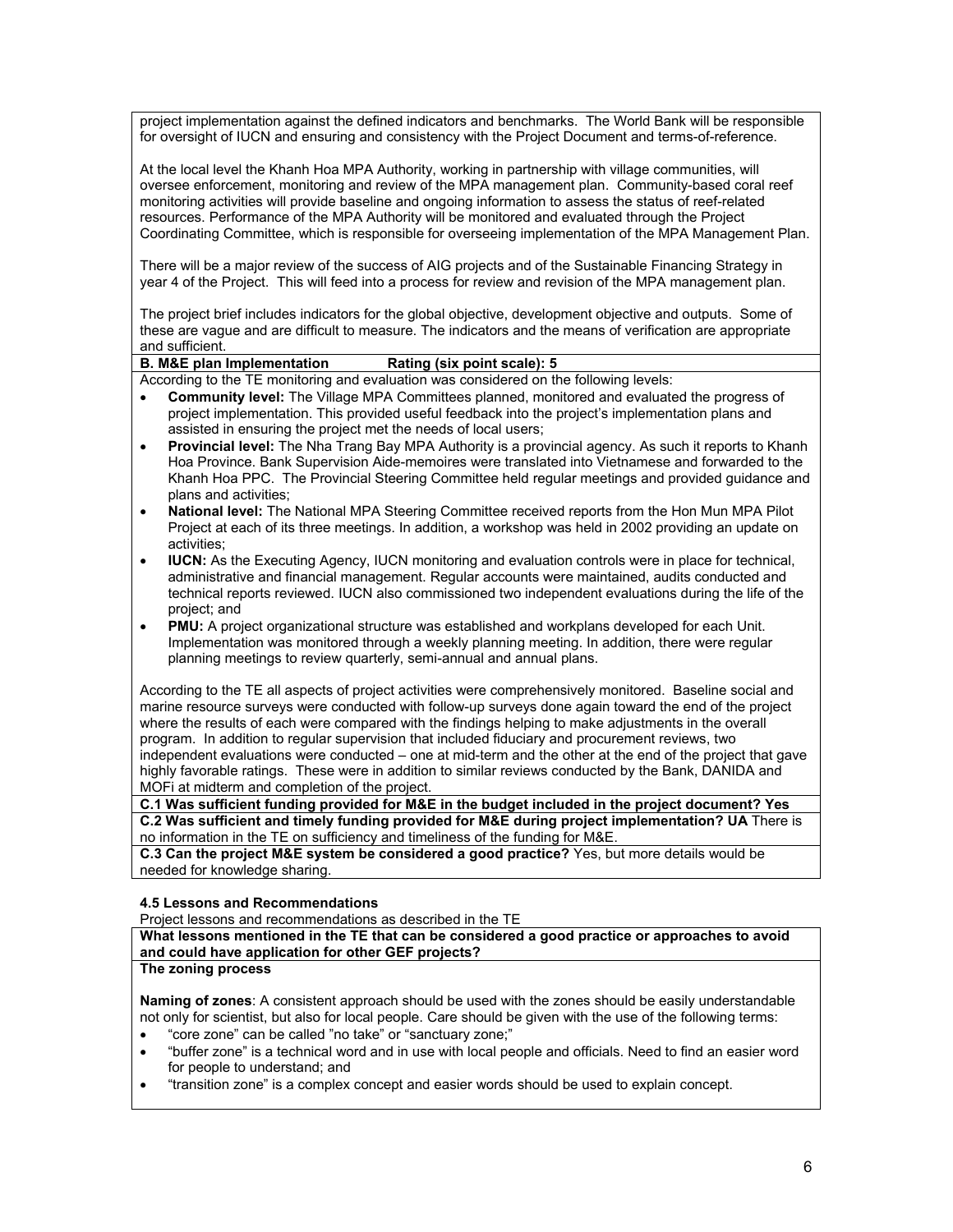project implementation against the defined indicators and benchmarks. The World Bank will be responsible for oversight of IUCN and ensuring and consistency with the Project Document and terms-of-reference.

At the local level the Khanh Hoa MPA Authority, working in partnership with village communities, will oversee enforcement, monitoring and review of the MPA management plan. Community-based coral reef monitoring activities will provide baseline and ongoing information to assess the status of reef-related resources. Performance of the MPA Authority will be monitored and evaluated through the Project Coordinating Committee, which is responsible for overseeing implementation of the MPA Management Plan.

There will be a major review of the success of AIG projects and of the Sustainable Financing Strategy in year 4 of the Project. This will feed into a process for review and revision of the MPA management plan.

The project brief includes indicators for the global objective, development objective and outputs. Some of these are vague and are difficult to measure. The indicators and the means of verification are appropriate and sufficient.

**B. M&E plan Implementation Rating (six point scale): 5**

According to the TE monitoring and evaluation was considered on the following levels:

- **Community level:** The Village MPA Committees planned, monitored and evaluated the progress of project implementation. This provided useful feedback into the project's implementation plans and assisted in ensuring the project met the needs of local users;
- **Provincial level:** The Nha Trang Bay MPA Authority is a provincial agency. As such it reports to Khanh Hoa Province. Bank Supervision Aide-memoires were translated into Vietnamese and forwarded to the Khanh Hoa PPC. The Provincial Steering Committee held regular meetings and provided guidance and plans and activities;
- **National level:** The National MPA Steering Committee received reports from the Hon Mun MPA Pilot Project at each of its three meetings. In addition, a workshop was held in 2002 providing an update on activities;
- **IUCN:** As the Executing Agency, IUCN monitoring and evaluation controls were in place for technical, administrative and financial management. Regular accounts were maintained, audits conducted and technical reports reviewed. IUCN also commissioned two independent evaluations during the life of the project; and
- **PMU:** A project organizational structure was established and workplans developed for each Unit. Implementation was monitored through a weekly planning meeting. In addition, there were regular planning meetings to review quarterly, semi-annual and annual plans.

According to the TE all aspects of project activities were comprehensively monitored. Baseline social and marine resource surveys were conducted with follow-up surveys done again toward the end of the project where the results of each were compared with the findings helping to make adjustments in the overall program. In addition to regular supervision that included fiduciary and procurement reviews, two independent evaluations were conducted – one at mid-term and the other at the end of the project that gave highly favorable ratings. These were in addition to similar reviews conducted by the Bank, DANIDA and MOFi at midterm and completion of the project.

**C.1 Was sufficient funding provided for M&E in the budget included in the project document? Yes**

**C.2 Was sufficient and timely funding provided for M&E during project implementation? UA** There is no information in the TE on sufficiency and timeliness of the funding for M&E.

**C.3 Can the project M&E system be considered a good practice?** Yes, but more details would be needed for knowledge sharing.

### 4.5 Lessons and Recommendations

Project lessons and recommendations as described in the TE

**What lessons mentioned in the TE that can be considered a good practice or approaches to avoid and could have application for other GEF projects?**

**The zoning process**

**Naming of zones**: A consistent approach should be used with the zones should be easily understandable not only for scientist, but also for local people. Care should be given with the use of the following terms:

- "core zone" can be called "no take" or "sanctuary zone;"
- "buffer zone" is a technical word and in use with local people and officials. Need to find an easier word for people to understand; and
- "transition zone" is a complex concept and easier words should be used to explain concept.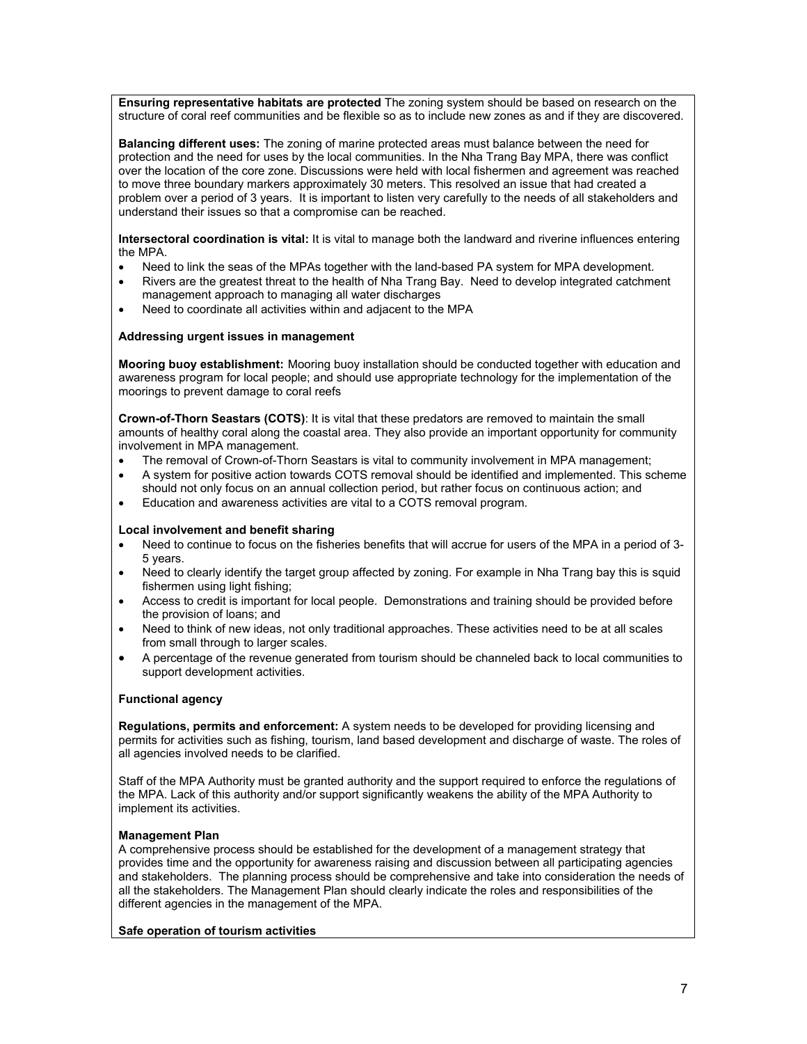**Ensuring representative habitats are protected** The zoning system should be based on research on the structure of coral reef communities and be flexible so as to include new zones as and if they are discovered.

**Balancing different uses:** The zoning of marine protected areas must balance between the need for protection and the need for uses by the local communities. In the Nha Trang Bay MPA, there was conflict over the location of the core zone. Discussions were held with local fishermen and agreement was reached to move three boundary markers approximately 30 meters. This resolved an issue that had created a problem over a period of 3 years. It is important to listen very carefully to the needs of all stakeholders and understand their issues so that a compromise can be reached.

**Intersectoral coordination is vital:** It is vital to manage both the landward and riverine influences entering the MPA.

- Need to link the seas of the MPAs together with the land-based PA system for MPA development.
- Rivers are the greatest threat to the health of Nha Trang Bay. Need to develop integrated catchment management approach to managing all water discharges
- Need to coordinate all activities within and adjacent to the MPA

**Addressing urgent issues in management**

**Mooring buoy establishment:** Mooring buoy installation should be conducted together with education and awareness program for local people; and should use appropriate technology for the implementation of the moorings to prevent damage to coral reefs

**Crown-of-Thorn Seastars (COTS)**: It is vital that these predators are removed to maintain the small amounts of healthy coral along the coastal area. They also provide an important opportunity for community involvement in MPA management.

- The removal of Crown-of-Thorn Seastars is vital to community involvement in MPA management;
- A system for positive action towards COTS removal should be identified and implemented. This scheme should not only focus on an annual collection period, but rather focus on continuous action; and
- Education and awareness activities are vital to a COTS removal program.

**Local involvement and benefit sharing**

- Need to continue to focus on the fisheries benefits that will accrue for users of the MPA in a period of 3-5 years.
- Need to clearly identify the target group affected by zoning. For example in Nha Trang bay this is squid fishermen using light fishing;
- Access to credit is important for local people. Demonstrations and training should be provided before the provision of loans; and
- Need to think of new ideas, not only traditional approaches. These activities need to be at all scales from small through to larger scales.
- A percentage of the revenue generated from tourism should be channeled back to local communities to support development activities.

**Functional agency**

**Regulations, permits and enforcement:** A system needs to be developed for providing licensing and permits for activities such as fishing, tourism, land based development and discharge of waste. The roles of all agencies involved needs to be clarified.

Staff of the MPA Authority must be granted authority and the support required to enforce the regulations of the MPA. Lack of this authority and/or support significantly weakens the ability of the MPA Authority to implement its activities.

**Management Plan**

A comprehensive process should be established for the development of a management strategy that provides time and the opportunity for awareness raising and discussion between all participating agencies and stakeholders. The planning process should be comprehensive and take into consideration the needs of all the stakeholders. The Management Plan should clearly indicate the roles and responsibilities of the different agencies in the management of the MPA.

**Safe operation of tourism activities**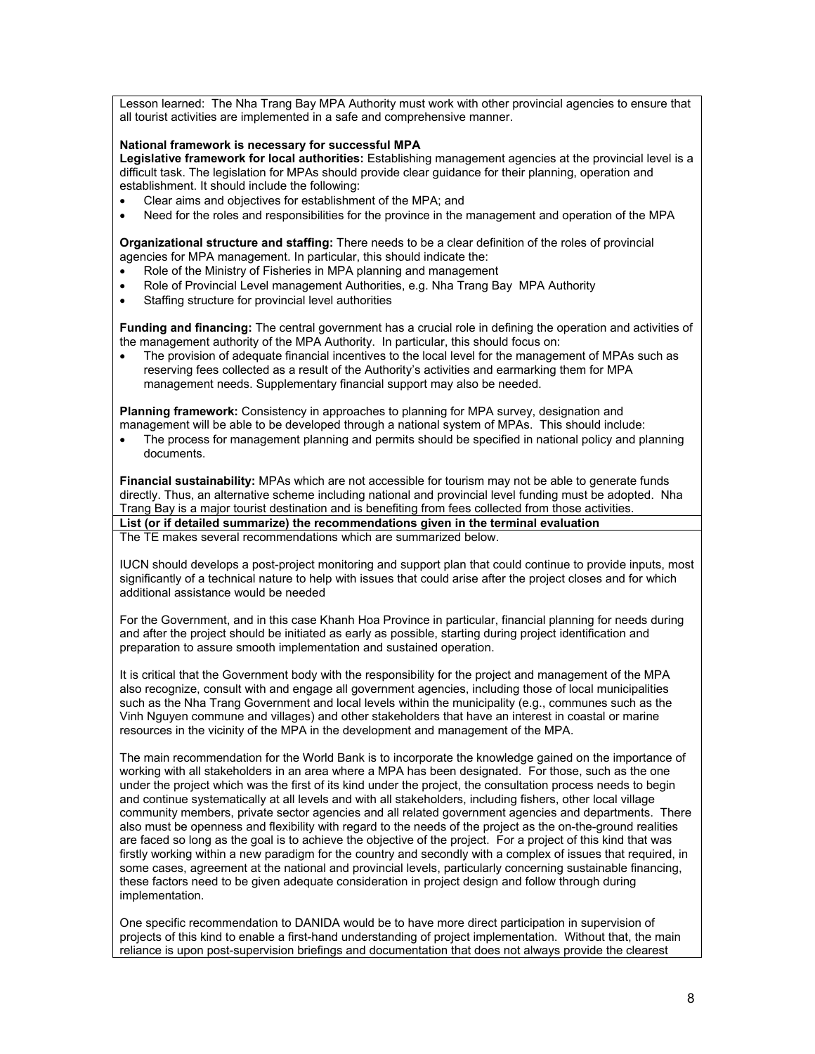Lesson learned: The Nha Trang Bay MPA Authority must work with other provincial agencies to ensure that all tourist activities are implemented in a safe and comprehensive manner.

**National framework is necessary for successful MPA**

**Legislative framework for local authorities:** Establishing management agencies at the provincial level is a difficult task. The legislation for MPAs should provide clear guidance for their planning, operation and establishment. It should include the following:

- Clear aims and objectives for establishment of the MPA; and
- Need for the roles and responsibilities for the province in the management and operation of the MPA

**Organizational structure and staffing:** There needs to be a clear definition of the roles of provincial agencies for MPA management. In particular, this should indicate the:

- Role of the Ministry of Fisheries in MPA planning and management
- Role of Provincial Level management Authorities, e.g. Nha Trang Bay MPA Authority
- Staffing structure for provincial level authorities

**Funding and financing:** The central government has a crucial role in defining the operation and activities of the management authority of the MPA Authority. In particular, this should focus on:

- The provision of adequate financial incentives to the local level for the management of MPAs such as reserving fees collected as a result of the Authority's activities and earmarking them for MPA management needs. Supplementary financial support may also be needed.

**Planning framework:** Consistency in approaches to planning for MPA survey, designation and management will be able to be developed through a national system of MPAs. This should include:

- The process for management planning and permits should be specified in national policy and planning documents.

**Financial sustainability:** MPAs which are not accessible for tourism may not be able to generate funds directly. Thus, an alternative scheme including national and provincial level funding must be adopted. Nha Trang Bay is a major tourist destination and is benefiting from fees collected from those activities.

**List (or if detailed summarize) the recommendations given in the terminal evaluation**

The TE makes several recommendations which are summarized below.

IUCN should develops a post-project monitoring and support plan that could continue to provide inputs, most significantly of a technical nature to help with issues that could arise after the project closes and for which additional assistance would be needed

For the Government, and in this case Khanh Hoa Province in particular, financial planning for needs during and after the project should be initiated as early as possible, starting during project identification and preparation to assure smooth implementation and sustained operation.

It is critical that the Government body with the responsibility for the project and management of the MPA also recognize, consult with and engage all government agencies, including those of local municipalities such as the Nha Trang Government and local levels within the municipality (e.g., communes such as the Vinh Nguyen commune and villages) and other stakeholders that have an interest in coastal or marine resources in the vicinity of the MPA in the development and management of the MPA.

The main recommendation for the World Bank is to incorporate the knowledge gained on the importance of working with all stakeholders in an area where a MPA has been designated. For those, such as the one under the project which was the first of its kind under the project, the consultation process needs to begin and continue systematically at all levels and with all stakeholders, including fishers, other local village community members, private sector agencies and all related government agencies and departments. There also must be openness and flexibility with regard to the needs of the project as the on-the-ground realities are faced so long as the goal is to achieve the objective of the project. For a project of this kind that was firstly working within a new paradigm for the country and secondly with a complex of issues that required, in some cases, agreement at the national and provincial levels, particularly concerning sustainable financing, these factors need to be given adequate consideration in project design and follow through during implementation.

One specific recommendation to DANIDA would be to have more direct participation in supervision of projects of this kind to enable a first-hand understanding of project implementation. Without that, the main reliance is upon post-supervision briefings and documentation that does not always provide the clearest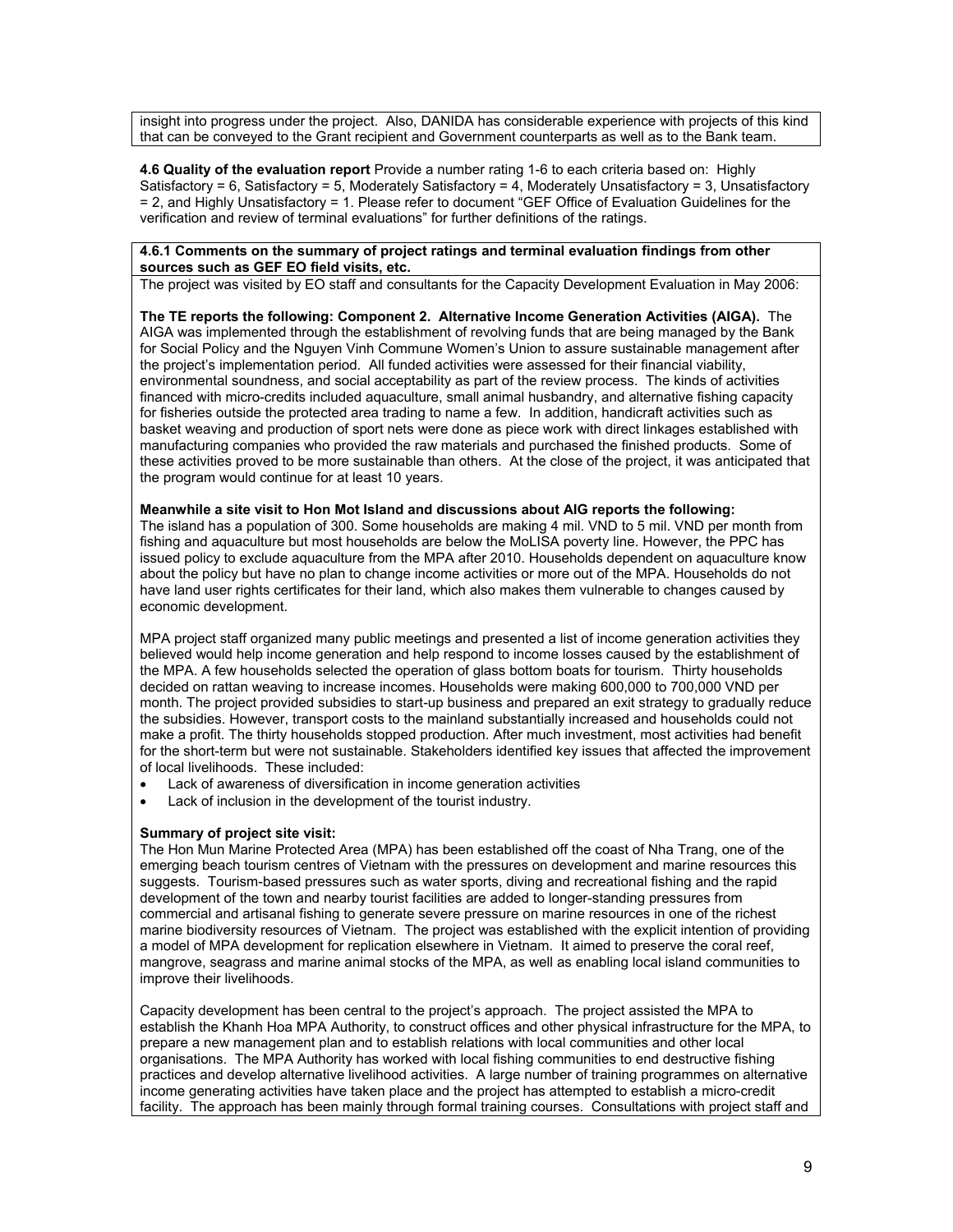insight into progress under the project. Also, DANIDA has considerable experience with projects of this kind that can be conveyed to the Grant recipient and Government counterparts as well as to the Bank team.

**4.6 Quality of the evaluation report** Provide a number rating 1-6 to each criteria based on: Highly Satisfactory = 6, Satisfactory = 5, Moderately Satisfactory = 4, Moderately Unsatisfactory = 3, Unsatisfactory = 2, and Highly Unsatisfactory = 1. Please refer to document "GEF Office of Evaluation Guidelines for the verification and review of terminal evaluations" for further definitions of the ratings.

**4.6.1 Comments on the summary of project ratings and terminal evaluation findings from other sources such as GEF EO field visits, etc.**

The project was visited by EO staff and consultants for the Capacity Development Evaluation in May 2006:

**The TE reports the following: Component 2. Alternative Income Generation Activities (AIGA).** The AIGA was implemented through the establishment of revolving funds that are being managed by the Bank for Social Policy and the Nguyen Vinh Commune Women's Union to assure sustainable management after the project's implementation period. All funded activities were assessed for their financial viability, environmental soundness, and social acceptability as part of the review process. The kinds of activities financed with micro-credits included aquaculture, small animal husbandry, and alternative fishing capacity for fisheries outside the protected area trading to name a few. In addition, handicraft activities such as basket weaving and production of sport nets were done as piece work with direct linkages established with manufacturing companies who provided the raw materials and purchased the finished products. Some of these activities proved to be more sustainable than others. At the close of the project, it was anticipated that the program would continue for at least 10 years.

**Meanwhile a site visit to Hon Mot Island and discussions about AIG reports the following:**

The island has a population of 300. Some households are making 4 mil. VND to 5 mil. VND per month from fishing and aquaculture but most households are below the MoLISA poverty line. However, the PPC has issued policy to exclude aquaculture from the MPA after 2010. Households dependent on aquaculture know about the policy but have no plan to change income activities or more out of the MPA. Households do not have land user rights certificates for their land, which also makes them vulnerable to changes caused by economic development.

MPA project staff organized many public meetings and presented a list of income generation activities they believed would help income generation and help respond to income losses caused by the establishment of the MPA. A few households selected the operation of glass bottom boats for tourism. Thirty households decided on rattan weaving to increase incomes. Households were making 600,000 to 700,000 VND per month. The project provided subsidies to start-up business and prepared an exit strategy to gradually reduce the subsidies. However, transport costs to the mainland substantially increased and households could not make a profit. The thirty households stopped production. After much investment, most activities had benefit for the short-term but were not sustainable. Stakeholders identified key issues that affected the improvement of local livelihoods. These included:

- Lack of awareness of diversification in income generation activities
- Lack of inclusion in the development of the tourist industry.

**Summary of project site visit:**

The Hon Mun Marine Protected Area (MPA) has been established off the coast of Nha Trang, one of the emerging beach tourism centres of Vietnam with the pressures on development and marine resources this suggests. Tourism-based pressures such as water sports, diving and recreational fishing and the rapid development of the town and nearby tourist facilities are added to longer-standing pressures from commercial and artisanal fishing to generate severe pressure on marine resources in one of the richest marine biodiversity resources of Vietnam. The project was established with the explicit intention of providing a model of MPA development for replication elsewhere in Vietnam. It aimed to preserve the coral reef, mangrove, seagrass and marine animal stocks of the MPA, as well as enabling local island communities to improve their livelihoods.

Capacity development has been central to the project's approach. The project assisted the MPA to establish the Khanh Hoa MPA Authority, to construct offices and other physical infrastructure for the MPA, to prepare a new management plan and to establish relations with local communities and other local organisations. The MPA Authority has worked with local fishing communities to end destructive fishing practices and develop alternative livelihood activities. A large number of training programmes on alternative income generating activities have taken place and the project has attempted to establish a micro-credit facility. The approach has been mainly through formal training courses. Consultations with project staff and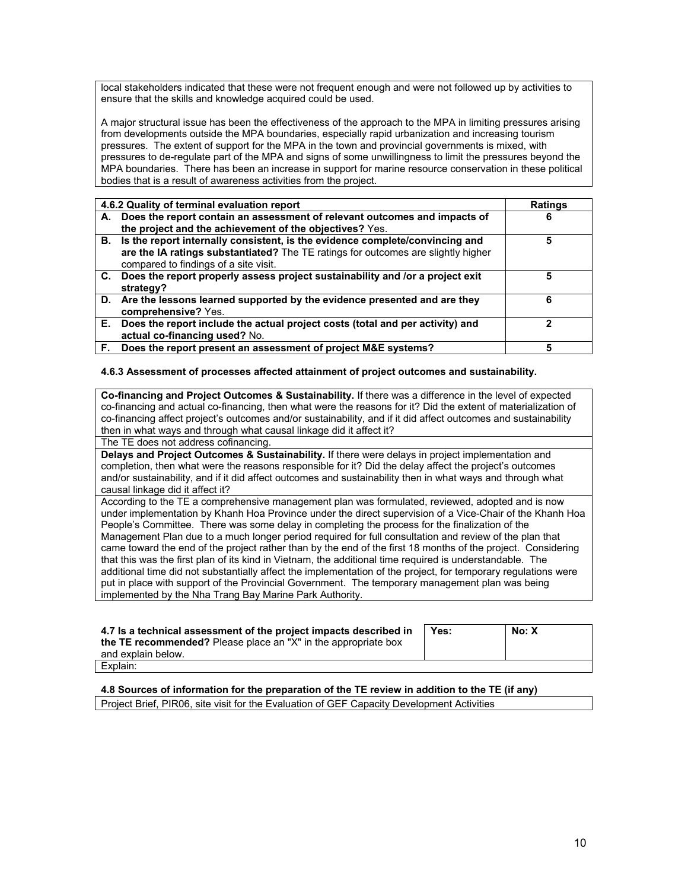local stakeholders indicated that these were not frequent enough and were not followed up by activities to ensure that the skills and knowledge acquired could be used.

A major structural issue has been the effectiveness of the approach to the MPA in limiting pressures arising from developments outside the MPA boundaries, especially rapid urbanization and increasing tourism pressures. The extent of support for the MPA in the town and provincial governments is mixed, with pressures to de-regulate part of the MPA and signs of some unwillingness to limit the pressures beyond the MPA boundaries. There has been an increase in support for marine resource conservation in these political bodies that is a result of awareness activities from the project.

| **4.6.2 Quality of terminal evaluation report** | **Ratings** |
|---|---|
| **A. Does the report contain an assessment of relevant outcomes and impacts of the project and the achievement of the objectives?** Yes. | 6 |
| **B. Is the report internally consistent, is the evidence complete/convincing and are the IA ratings substantiated?** The TE ratings for outcomes are slightly higher compared to findings of a site visit. | 5 |
| **C. Does the report properly assess project sustainability and /or a project exit strategy?** | 5 |
| **D. Are the lessons learned supported by the evidence presented and are they comprehensive?** Yes. | 6 |
| **E. Does the report include the actual project costs (total and per activity) and actual co-financing used?** No. | 2 |
| **F. Does the report present an assessment of project M&E systems?** | 5 |

**4.6.3 Assessment of processes affected attainment of project outcomes and sustainability.**

**Co-financing and Project Outcomes & Sustainability.** If there was a difference in the level of expected co-financing and actual co-financing, then what were the reasons for it? Did the extent of materialization of co-financing affect project's outcomes and/or sustainability, and if it did affect outcomes and sustainability then in what ways and through what causal linkage did it affect it?

The TE does not address cofinancing.

**Delays and Project Outcomes & Sustainability.** If there were delays in project implementation and completion, then what were the reasons responsible for it? Did the delay affect the project's outcomes and/or sustainability, and if it did affect outcomes and sustainability then in what ways and through what causal linkage did it affect it?

According to the TE a comprehensive management plan was formulated, reviewed, adopted and is now under implementation by Khanh Hoa Province under the direct supervision of a Vice-Chair of the Khanh Hoa People's Committee. There was some delay in completing the process for the finalization of the Management Plan due to a much longer period required for full consultation and review of the plan that came toward the end of the project rather than by the end of the first 18 months of the project. Considering that this was the first plan of its kind in Vietnam, the additional time required is understandable. The additional time did not substantially affect the implementation of the project, for temporary regulations were put in place with support of the Provincial Government. The temporary management plan was being implemented by the Nha Trang Bay Marine Park Authority.

| **4.7 Is a technical assessment of the project impacts described in the TE recommended?** Please place an "X" in the appropriate box and explain below. | Yes: | No: X |
|---|---|---|
| Explain: | | |

**4.8 Sources of information for the preparation of the TE review in addition to the TE (if any)**

Project Brief, PIR06, site visit for the Evaluation of GEF Capacity Development Activities